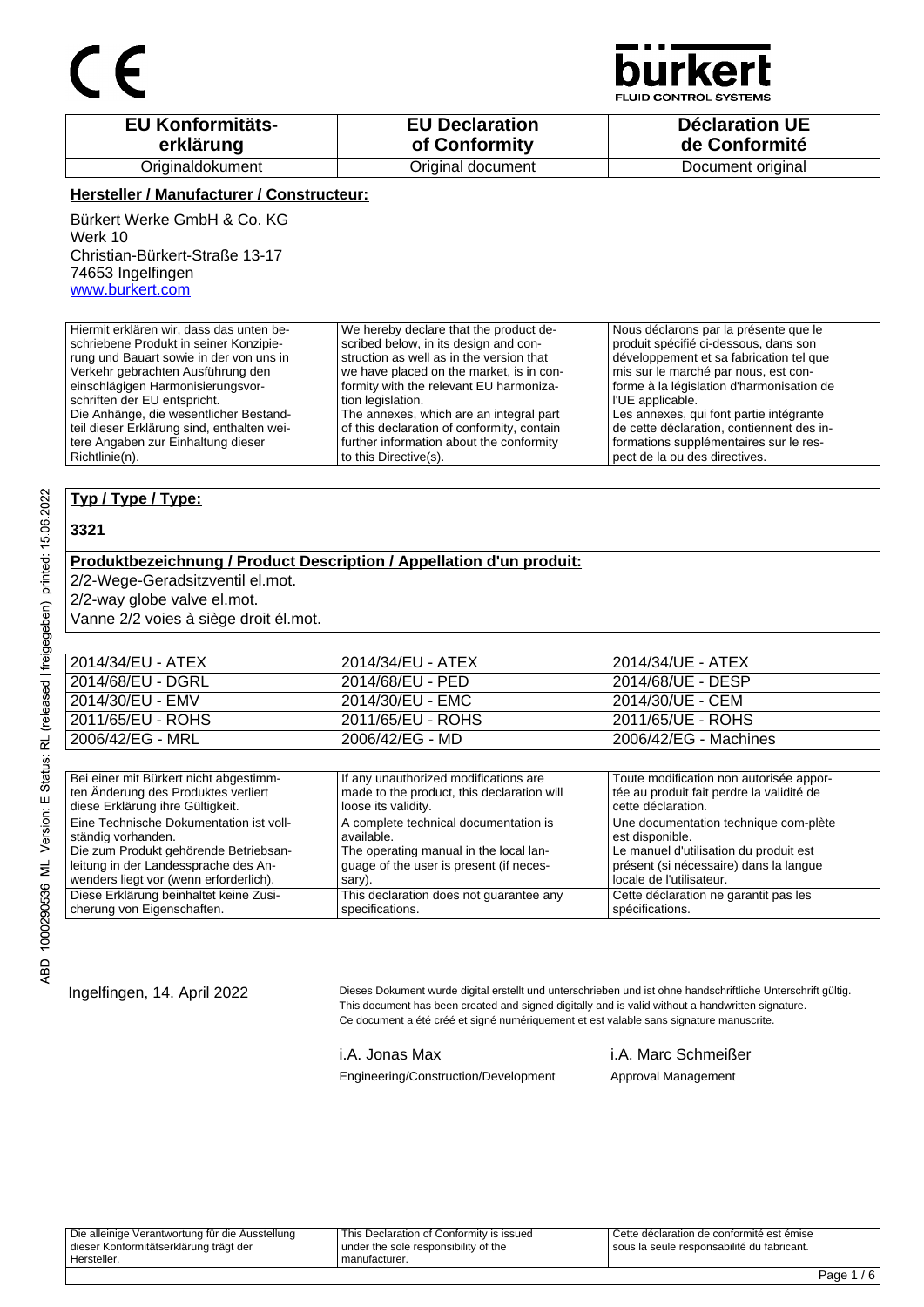CE

**bürkert**
FLUID CONTROL SYSTEMS

| EU Konformitätserklärung | EU Declaration of Conformity | Déclaration UE de Conformité |
| --- | --- | --- |
| Originaldokument | Original document | Document original |

**Hersteller / Manufacturer / Constructeur:**

Bürkert Werke GmbH & Co. KG
Werk 10
Christian-Bürkert-Straße 13-17
74653 Ingelfingen
www.burkert.com

| Hiermit erklären wir, dass das unten beschriebene Produkt in seiner Konzipierung und Bauart sowie in der von uns in Verkehr gebrachten Ausführung den einschlägigen Harmonisierungsvorschriften der EU entspricht. Die Anhänge, die wesentlicher Bestandteil dieser Erklärung sind, enthalten weitere Angaben zur Einhaltung dieser Richtlinie(n). | We hereby declare that the product described below, in its design and construction as well as in the version that we have placed on the market, is in conformity with the relevant EU harmonization legislation. The annexes, which are an integral part of this declaration of conformity, contain further information about the conformity to this Directive(s). | Nous déclarons par la présente que le produit spécifié ci-dessous, dans son développement et sa fabrication tel que mis sur le marché par nous, est conforme à la législation d'harmonisation de l'UE applicable. Les annexes, qui font partie intégrante de cette déclaration, contiennent des informations supplémentaires sur le respect de la ou des directives. |
| --- | --- | --- |

**Typ / Type / Type:**

**3321**

**Produktbezeichnung / Product Description / Appellation d'un produit:**

2/2-Wege-Geradsitzventil el.mot.
2/2-way globe valve el.mot.
Vanne 2/2 voies à siège droit él.mot.

| | | |
| --- | --- | --- |
| 2014/34/EU - ATEX | 2014/34/EU - ATEX | 2014/34/UE - ATEX |
| 2014/68/EU - DGRL | 2014/68/EU - PED | 2014/68/UE - DESP |
| 2014/30/EU - EMV | 2014/30/EU - EMC | 2014/30/UE - CEM |
| 2011/65/EU - ROHS | 2011/65/EU - ROHS | 2011/65/UE - ROHS |
| 2006/42/EG - MRL | 2006/42/EG - MD | 2006/42/EG - Machines |

| | | |
| --- | --- | --- |
| Bei einer mit Bürkert nicht abgestimmten Änderung des Produktes verliert diese Erklärung ihre Gültigkeit. | If any unauthorized modifications are made to the product, this declaration will loose its validity. | Toute modification non autorisée apportée au produit fait perdre la validité de cette déclaration. |
| Eine Technische Dokumentation ist vollständig vorhanden. Die zum Produkt gehörende Betriebsanleitung in der Landessprache des Anwenders liegt vor (wenn erforderlich). | A complete technical documentation is available. The operating manual in the local language of the user is present (if necessary). | Une documentation technique com-plète est disponible. Le manuel d'utilisation du produit est présent (si nécessaire) dans la langue locale de l'utilisateur. |
| Diese Erklärung beinhaltet keine Zusicherung von Eigenschaften. | This declaration does not guarantee any specifications. | Cette déclaration ne garantit pas les spécifications. |

Ingelfingen, 14. April 2022

Dieses Dokument wurde digital erstellt und unterschrieben und ist ohne handschriftliche Unterschrift gültig.
This document has been created and signed digitally and is valid without a handwritten signature.
Ce document a été créé et signé numériquement et est valable sans signature manuscrite.

i.A. Jonas Max
Engineering/Construction/Development

i.A. Marc Schmeißer
Approval Management

| Die alleinige Verantwortung für die Ausstellung dieser Konformitätserklärung trägt der Hersteller. | This Declaration of Conformity is issued under the sole responsibility of the manufacturer. | Cette déclaration de conformité est émise sous la seule responsabilité du fabricant. |
| --- | --- | --- |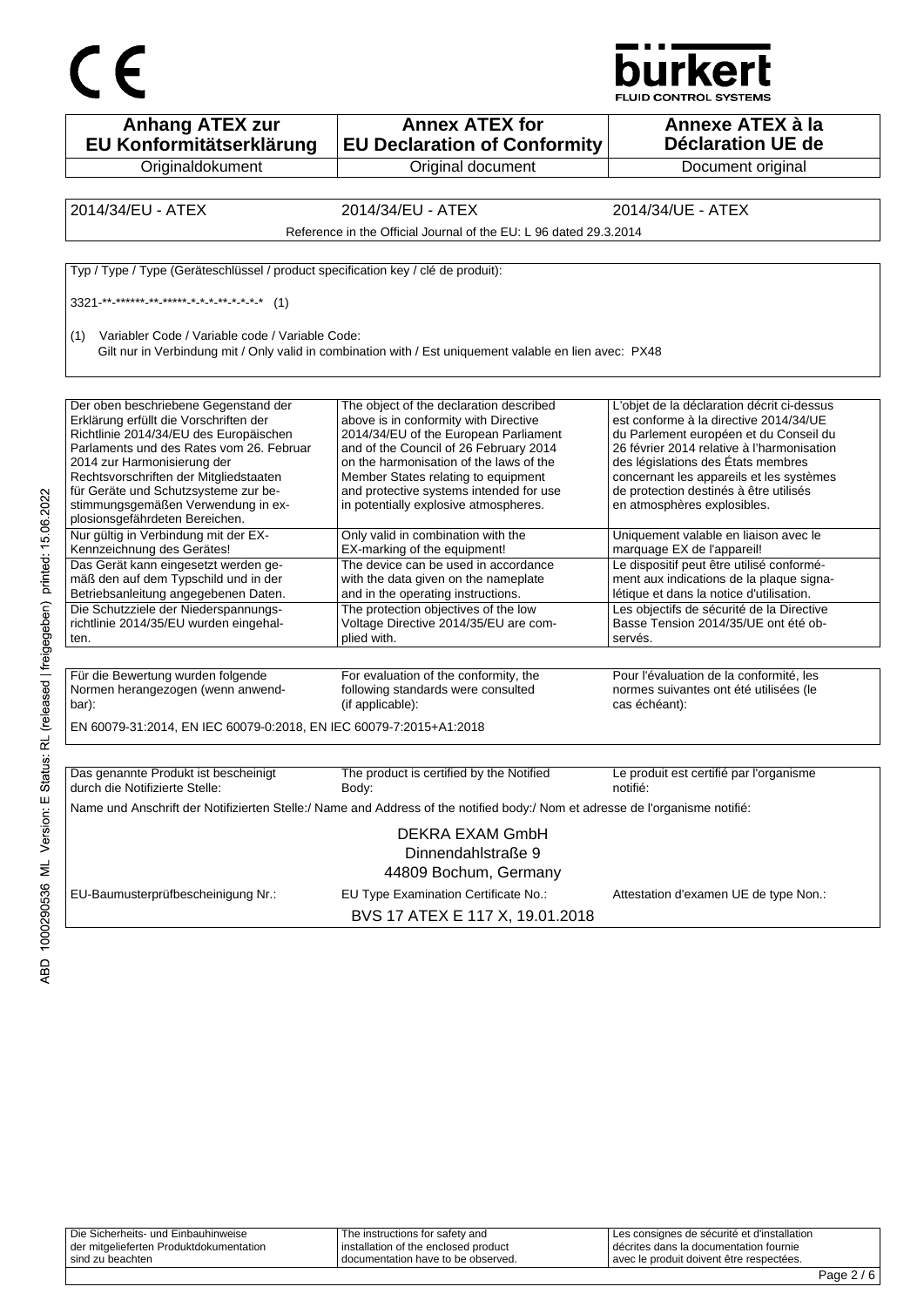CE

bürkert
FLUID CONTROL SYSTEMS

| **Anhang ATEX zur EU Konformitätserklärung** | **Annex ATEX for EU Declaration of Conformity** | **Annexe ATEX à la Déclaration UE de** |
|---|---|---|
| Originaldokument | Original document | Document original |

| 2014/34/EU - ATEX | 2014/34/EU - ATEX | 2014/34/UE - ATEX |
|---|---|---|

Reference in the Official Journal of the EU: L 96 dated 29.3.2014

Typ / Type / Type (Geräteschlüssel / product specification key / clé de produit):

3321-**-******-**-*****-*-*-*-**-*-*-*-* (1)

(1) Variabler Code / Variable code / Variable Code:
Gilt nur in Verbindung mit / Only valid in combination with / Est uniquement valable en lien avec: PX48

| Der oben beschriebene Gegenstand der Erklärung erfüllt die Vorschriften der Richtlinie 2014/34/EU des Europäischen Parlaments und des Rates vom 26. Februar 2014 zur Harmonisierung der Rechtsvorschriften der Mitgliedstaaten für Geräte und Schutzsysteme zur bestimmungsgemäßen Verwendung in explosionsgefährdeten Bereichen. | The object of the declaration described above is in conformity with Directive 2014/34/EU of the European Parliament and of the Council of 26 February 2014 on the harmonisation of the laws of the Member States relating to equipment and protective systems intended for use in potentially explosive atmospheres. | L'objet de la déclaration décrit ci-dessus est conforme à la directive 2014/34/UE du Parlement européen et du Conseil du 26 février 2014 relative à l'harmonisation des législations des États membres concernant les appareils et les systèmes de protection destinés à être utilisés en atmosphères explosibles. |
|---|---|---|
| Nur gültig in Verbindung mit der EX-Kennzeichnung des Gerätes! | Only valid in combination with the EX-marking of the equipment! | Uniquement valable en liaison avec le marquage EX de l'appareil! |
| Das Gerät kann eingesetzt werden gemäß den auf dem Typschild und in der Betriebsanleitung angegebenen Daten. | The device can be used in accordance with the data given on the nameplate and in the operating instructions. | Le dispositif peut être utilisé conformément aux indications de la plaque signalétique et dans la notice d'utilisation. |
| Die Schutzziele der Niederspannungsrichtlinie 2014/35/EU wurden eingehalten. | The protection objectives of the low Voltage Directive 2014/35/EU are complied with. | Les objectifs de sécurité de la Directive Basse Tension 2014/35/UE ont été observés. |

| Für die Bewertung wurden folgende Normen herangezogen (wenn anwendbar): | For evaluation of the conformity, the following standards were consulted (if applicable): | Pour l'évaluation de la conformité, les normes suivantes ont été utilisées (le cas échéant): |
|---|---|---|

EN 60079-31:2014, EN IEC 60079-0:2018, EN IEC 60079-7:2015+A1:2018

| Das genannte Produkt ist bescheinigt durch die Notifizierte Stelle: | The product is certified by the Notified Body: | Le produit est certifié par l'organisme notifié: |
|---|---|---|

Name und Anschrift der Notifizierten Stelle:/ Name and Address of the notified body:/ Nom et adresse de l'organisme notifié:

DEKRA EXAM GmbH
Dinnendahlstraße 9
44809 Bochum, Germany

| EU-Baumusterprüfbescheinigung Nr.: | EU Type Examination Certificate No.: | Attestation d'examen UE de type Non.: |
|---|---|---|

BVS 17 ATEX E 117 X, 19.01.2018

| Die Sicherheits- und Einbauhinweise der mitgelieferten Produktdokumentation sind zu beachten | The instructions for safety and installation of the enclosed product documentation have to be observed. | Les consignes de sécurité et d'installation décrites dans la documentation fournie avec le produit doivent être respectées. |
|---|---|---|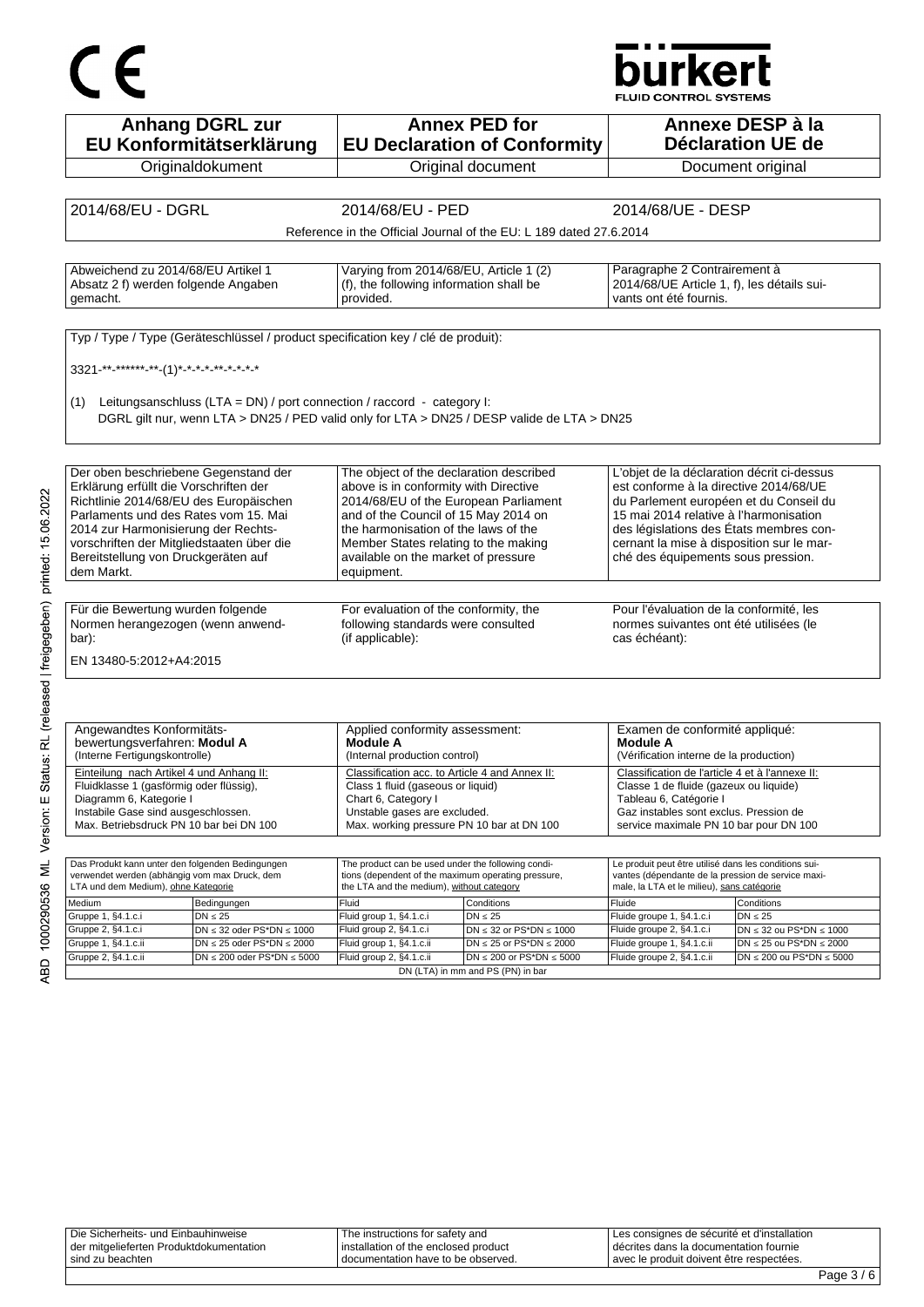CE

bürkert
FLUID CONTROL SYSTEMS

| **Anhang DGRL zur EU Konformitätserklärung** | **Annex PED for EU Declaration of Conformity** | **Annexe DESP à la Déclaration UE de** |
| --- | --- | --- |
| Originaldokument | Original document | Document original |

| 2014/68/EU - DGRL | 2014/68/EU - PED | 2014/68/UE - DESP |
| --- | --- | --- |
| | Reference in the Official Journal of the EU: L 189 dated 27.6.2014 | |

| Abweichend zu 2014/68/EU Artikel 1 Absatz 2 f) werden folgende Angaben gemacht. | Varying from 2014/68/EU, Article 1 (2) (f), the following information shall be provided. | Paragraphe 2 Contrairement à 2014/68/UE Article 1, f), les détails suivants ont été fournis. |
| --- | --- | --- |

Typ / Type / Type (Geräteschlüssel / product specification key / clé de produit):

3321-**-******-**-(1)*-*-*-*-**-*-*-*-*

(1) Leitungsanschluss (LTA = DN) / port connection / raccord - category I:
DGRL gilt nur, wenn LTA > DN25 / PED valid only for LTA > DN25 / DESP valide de LTA > DN25

| Der oben beschriebene Gegenstand der Erklärung erfüllt die Vorschriften der Richtlinie 2014/68/EU des Europäischen Parlaments und des Rates vom 15. Mai 2014 zur Harmonisierung der Rechtsvorschriften der Mitgliedstaaten über die Bereitstellung von Druckgeräten auf dem Markt. | The object of the declaration described above is in conformity with Directive 2014/68/EU of the European Parliament and of the Council of 15 May 2014 on the harmonisation of the laws of the Member States relating to the making available on the market of pressure equipment. | L'objet de la déclaration décrit ci-dessus est conforme à la directive 2014/68/UE du Parlement européen et du Conseil du 15 mai 2014 relative à l'harmonisation des législations des États membres concernant la mise à disposition sur le marché des équipements sous pression. |
| --- | --- | --- |

| Für die Bewertung wurden folgende Normen herangezogen (wenn anwendbar): | For evaluation of the conformity, the following standards were consulted (if applicable): | Pour l'évaluation de la conformité, les normes suivantes ont été utilisées (le cas échéant): |
| --- | --- | --- |

EN 13480-5:2012+A4:2015

| Angewandtes Konformitätsbewertungsverfahren: **Modul A** (Interne Fertigungskontrolle) | Applied conformity assessment: **Module A** (Internal production control) | Examen de conformité appliqué: **Module A** (Vérification interne de la production) |
| --- | --- | --- |
| Einteilung nach Artikel 4 und Anhang II: Fluidklasse 1 (gasförmig oder flüssig), Diagramm 6, Kategorie I Instabile Gase sind ausgeschlossen. Max. Betriebsdruck PN 10 bar bei DN 100 | Classification acc. to Article 4 and Annex II: Class 1 fluid (gaseous or liquid) Chart 6, Category I Unstable gases are excluded. Max. working pressure PN 10 bar at DN 100 | Classification de l'article 4 et à l'annexe II: Classe 1 de fluide (gazeux ou liquide) Tableau 6, Catégorie I Gaz instables sont exclus. Pression de service maximale PN 10 bar pour DN 100 |

| Das Produkt kann unter den folgenden Bedingungen verwendet werden (abhängig vom max Druck, dem LTA und dem Medium), ohne Kategorie | | The product can be used under the following conditions (dependent of the maximum operating pressure, the LTA and the medium), without category | | Le produit peut être utilisé dans les conditions suivantes (dépendante de la pression de service maximale, la LTA et le milieu), sans catégorie | |
| --- | --- | --- | --- | --- | --- |
| Medium | Bedingungen | Fluid | Conditions | Fluide | Conditions |
| Gruppe 1, §4.1.c.i | DN ≤ 25 | Fluid group 1, §4.1.c.i | DN ≤ 25 | Fluide groupe 1, §4.1.c.i | DN ≤ 25 |
| Gruppe 2, §4.1.c.i | DN ≤ 32 oder PS*DN ≤ 1000 | Fluid group 2, §4.1.c.i | DN ≤ 32 or PS*DN ≤ 1000 | Fluide groupe 2, §4.1.c.i | DN ≤ 32 ou PS*DN ≤ 1000 |
| Gruppe 1, §4.1.c.ii | DN ≤ 25 oder PS*DN ≤ 2000 | Fluid group 1, §4.1.c.ii | DN ≤ 25 or PS*DN ≤ 2000 | Fluide groupe 1, §4.1.c.ii | DN ≤ 25 ou PS*DN ≤ 2000 |
| Gruppe 2, §4.1.c.ii | DN ≤ 200 oder PS*DN ≤ 5000 | Fluid group 2, §4.1.c.ii | DN ≤ 200 or PS*DN ≤ 5000 | Fluide groupe 2, §4.1.c.ii | DN ≤ 200 ou PS*DN ≤ 5000 |
| | | DN (LTA) in mm and PS (PN) in bar | | | |

| Die Sicherheits- und Einbauhinweise der mitgelieferten Produktdokumentation sind zu beachten | The instructions for safety and installation of the enclosed product documentation have to be observed. | Les consignes de sécurité et d'installation décrites dans la documentation fournie avec le produit doivent être respectées. |
| --- | --- | --- |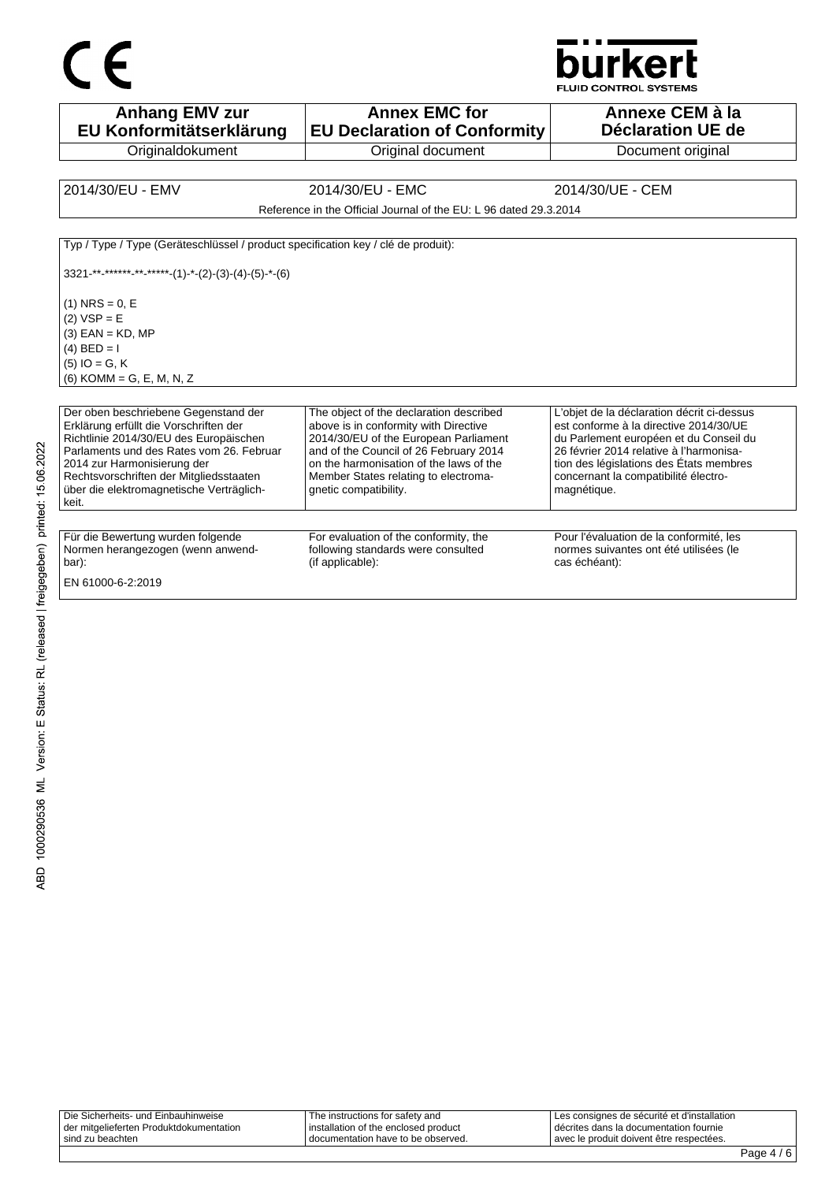CE

bürkert
FLUID CONTROL SYSTEMS

| Anhang EMV zur EU Konformitätserklärung | Annex EMC for EU Declaration of Conformity | Annexe CEM à la Déclaration UE de |
|---|---|---|
| Originaldokument | Original document | Document original |

| 2014/30/EU - EMV | 2014/30/EU - EMC | 2014/30/UE - CEM |
|---|---|---|
| Reference in the Official Journal of the EU: L 96 dated 29.3.2014 | | |

Typ / Type / Type (Geräteschlüssel / product specification key / clé de produit):

3321-**-******-**-*****-(1)-*-(2)-(3)-(4)-(5)-*-(6)

(1) NRS = 0, E
(2) VSP = E
(3) EAN = KD, MP
(4) BED = I
(5) IO = G, K
(6) KOMM = G, E, M, N, Z

| Der oben beschriebene Gegenstand der Erklärung erfüllt die Vorschriften der Richtlinie 2014/30/EU des Europäischen Parlaments und des Rates vom 26. Februar 2014 zur Harmonisierung der Rechtsvorschriften der Mitgliedsstaaten über die elektromagnetische Verträglichkeit. | The object of the declaration described above is in conformity with Directive 2014/30/EU of the European Parliament and of the Council of 26 February 2014 on the harmonisation of the laws of the Member States relating to electromagnetic compatibility. | L'objet de la déclaration décrit ci-dessus est conforme à la directive 2014/30/UE du Parlement européen et du Conseil du 26 février 2014 relative à l'harmonisation des législations des États membres concernant la compatibilité électromagnétique. |
|---|---|---|

| Für die Bewertung wurden folgende Normen herangezogen (wenn anwendbar): | For evaluation of the conformity, the following standards were consulted (if applicable): | Pour l'évaluation de la conformité, les normes suivantes ont été utilisées (le cas échéant): |
|---|---|---|
| EN 61000-6-2:2019 | | |

ABD 1000290536 ML Version: E Status: RL (released | freigegeben) printed: 15.06.2022

| Die Sicherheits- und Einbauhinweise der mitgelieferten Produktdokumentation sind zu beachten | The instructions for safety and installation of the enclosed product documentation have to be observed. | Les consignes de sécurité et d'installation décrites dans la documentation fournie avec le produit doivent être respectées. |
|---|---|---|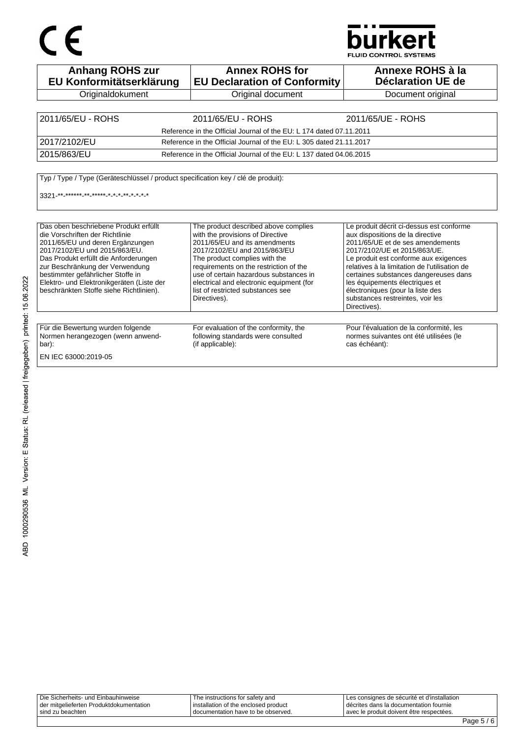| Anhang ROHS zur EU Konformitätserklärung | Annex ROHS for EU Declaration of Conformity | Annexe ROHS à la Déclaration UE de |
|---|---|---|
| Originaldokument | Original document | Document original |

| 2011/65/EU - ROHS | 2011/65/EU - ROHS | 2011/65/UE - ROHS |
|---|---|---|
| | Reference in the Official Journal of the EU: L 174 dated 07.11.2011 | |
| 2017/2102/EU | Reference in the Official Journal of the EU: L 305 dated 21.11.2017 | |
| 2015/863/EU | Reference in the Official Journal of the EU: L 137 dated 04.06.2015 | |

Typ / Type / Type (Geräteschlüssel / product specification key / clé de produit):

3321-**-******-**-*****-*-*-*-**-*-*-*-*

| Das oben beschriebene Produkt erfüllt die Vorschriften der Richtlinie 2011/65/EU und deren Ergänzungen 2017/2102/EU und 2015/863/EU. Das Produkt erfüllt die Anforderungen zur Beschränkung der Verwendung bestimmter gefährlicher Stoffe in Elektro- und Elektronikgeräten (Liste der beschränkten Stoffe siehe Richtlinien). | The product described above complies with the provisions of Directive 2011/65/EU and its amendments 2017/2102/EU and 2015/863/EU The product complies with the requirements on the restriction of the use of certain hazardous substances in electrical and electronic equipment (for list of restricted substances see Directives). | Le produit décrit ci-dessus est conforme aux dispositions de la directive 2011/65/UE et de ses amendements 2017/2102/UE et 2015/863/UE. Le produit est conforme aux exigences relatives à la limitation de l'utilisation de certaines substances dangereuses dans les équipements électriques et électroniques (pour la liste des substances restreintes, voir les Directives). |
|---|---|---|

| Für die Bewertung wurden folgende Normen herangezogen (wenn anwendbar): | For evaluation of the conformity, the following standards were consulted (if applicable): | Pour l'évaluation de la conformité, les normes suivantes ont été utilisées (le cas échéant): |
|---|---|---|
| EN IEC 63000:2019-05 | | |

| Die Sicherheits- und Einbauhinweise der mitgelieferten Produktdokumentation sind zu beachten | The instructions for safety and installation of the enclosed product documentation have to be observed. | Les consignes de sécurité et d'installation décrites dans la documentation fournie avec le produit doivent être respectées. |
|---|---|---|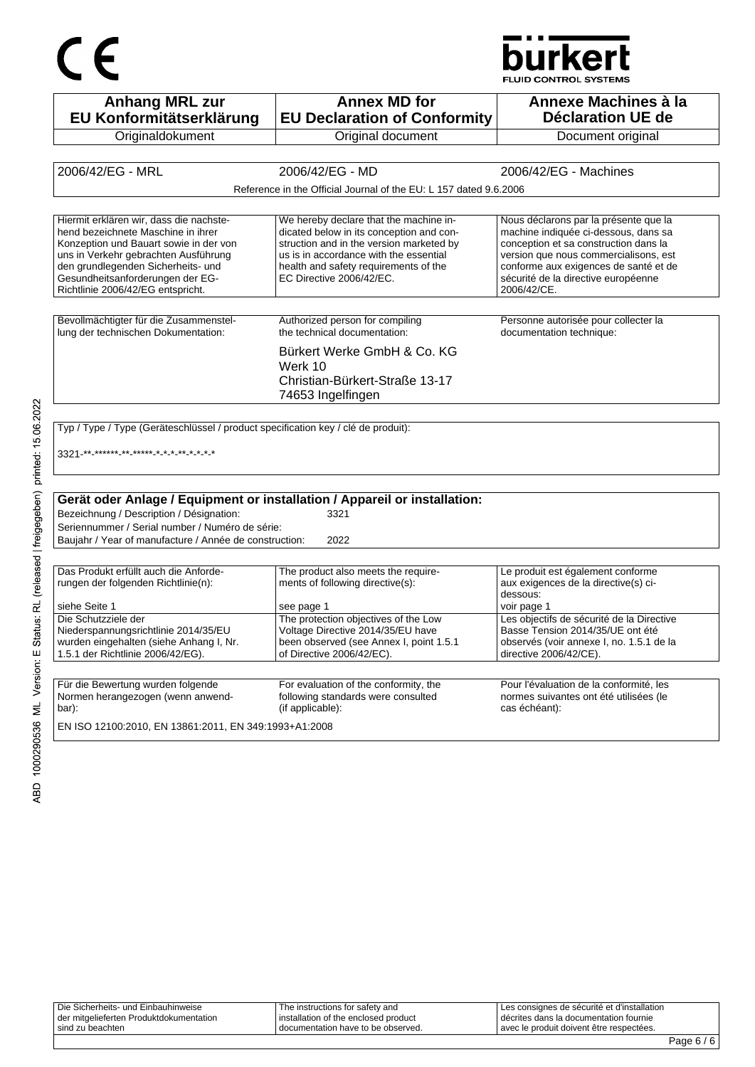CE

bürkert FLUID CONTROL SYSTEMS

| Anhang MRL zur EU Konformitätserklärung | Annex MD for EU Declaration of Conformity | Annexe Machines à la Déclaration UE de |
|---|---|---|
| Originaldokument | Original document | Document original |

| 2006/42/EG - MRL | 2006/42/EG - MD | 2006/42/EG - Machines |
|---|---|---|
| | Reference in the Official Journal of the EU: L 157 dated 9.6.2006 | |

| | | |
|---|---|---|
| Hiermit erklären wir, dass die nachstehend bezeichnete Maschine in ihrer Konzeption und Bauart sowie in der von uns in Verkehr gebrachten Ausführung den grundlegenden Sicherheits- und Gesundheitsanforderungen der EG-Richtlinie 2006/42/EG entspricht. | We hereby declare that the machine indicated below in its conception and construction and in the version marketed by us is in accordance with the essential health and safety requirements of the EC Directive 2006/42/EC. | Nous déclarons par la présente que la machine indiquée ci-dessous, dans sa conception et sa construction dans la version que nous commercialisons, est conforme aux exigences de santé et de sécurité de la directive européenne 2006/42/CE. |

| | | |
|---|---|---|
| Bevollmächtigter für die Zusammenstellung der technischen Dokumentation: | Authorized person for compiling the technical documentation: | Personne autorisée pour collecter la documentation technique: |
| | Bürkert Werke GmbH & Co. KG<br>Werk 10<br>Christian-Bürkert-Straße 13-17<br>74653 Ingelfingen | |

Typ / Type / Type (Geräteschlüssel / product specification key / clé de produit):

3321-**-******-**-*****-*-*-*-**-*-*-*-*

**Gerät oder Anlage / Equipment or installation / Appareil or installation:**

Bezeichnung / Description / Désignation: 3321

Seriennummer / Serial number / Numéro de série:

Baujahr / Year of manufacture / Année de construction: 2022

| | | |
|---|---|---|
| Das Produkt erfüllt auch die Anforderungen der folgenden Richtlinie(n): | The product also meets the requirements of following directive(s): | Le produit est également conforme aux exigences de la directive(s) ci-dessous: |
| siehe Seite 1 | see page 1 | voir page 1 |
| Die Schutzziele der Niederspannungsrichtlinie 2014/35/EU wurden eingehalten (siehe Anhang I, Nr. 1.5.1 der Richtlinie 2006/42/EG). | The protection objectives of the Low Voltage Directive 2014/35/EU have been observed (see Annex I, point 1.5.1 of Directive 2006/42/EC). | Les objectifs de sécurité de la Directive Basse Tension 2014/35/UE ont été observés (voir annexe I, no. 1.5.1 de la directive 2006/42/CE). |

| | | |
|---|---|---|
| Für die Bewertung wurden folgende Normen herangezogen (wenn anwendbar): | For evaluation of the conformity, the following standards were consulted (if applicable): | Pour l'évaluation de la conformité, les normes suivantes ont été utilisées (le cas échéant): |

EN ISO 12100:2010, EN 13861:2011, EN 349:1993+A1:2008

| | | |
|---|---|---|
| Die Sicherheits- und Einbauhinweise der mitgelieferten Produktdokumentation sind zu beachten | The instructions for safety and installation of the enclosed product documentation have to be observed. | Les consignes de sécurité et d'installation décrites dans la documentation fournie avec le produit doivent être respectées. |

ABD 1000290536 ML Version: E Status: RL (released | freigegeben) printed: 15.06.2022